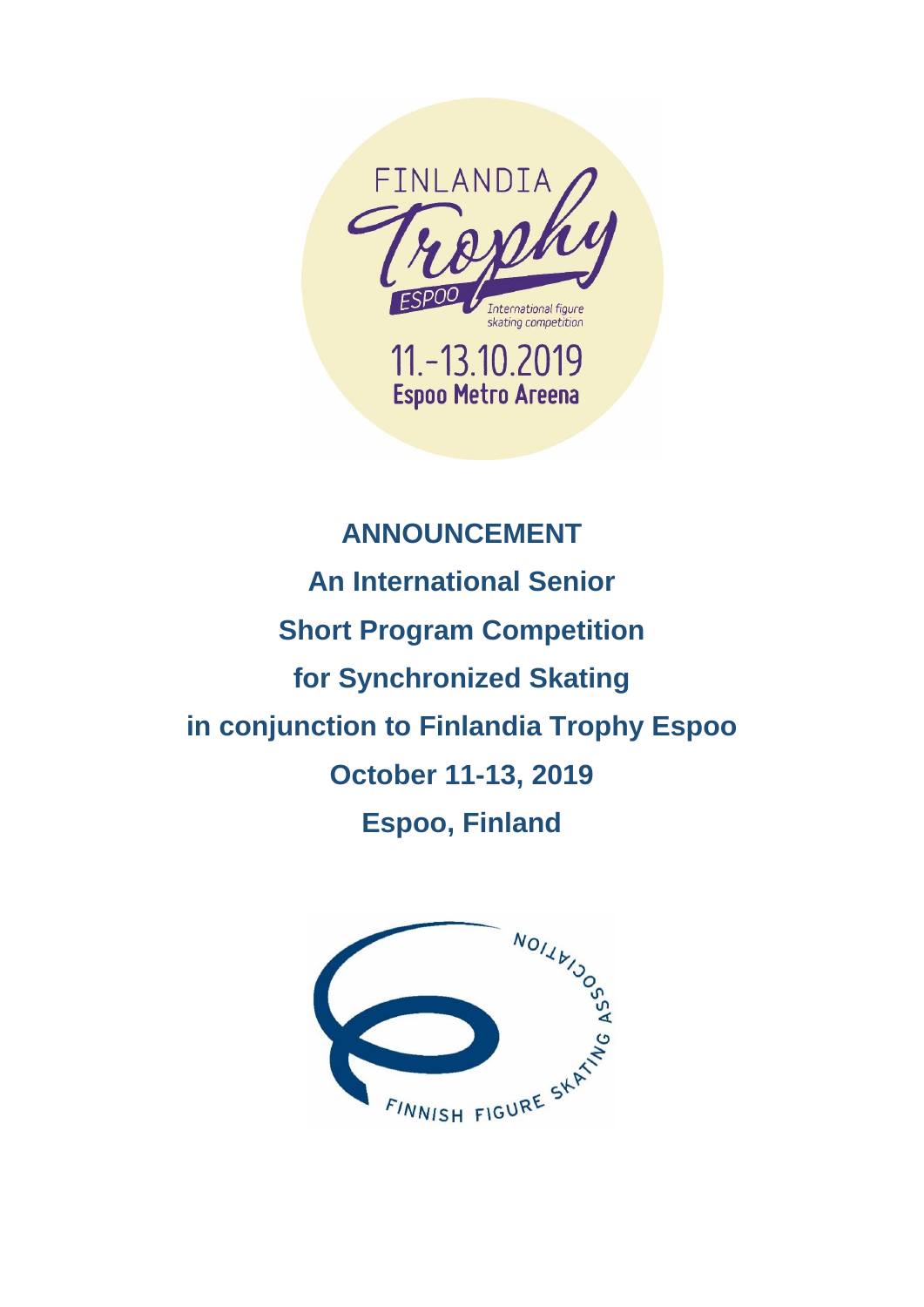FINLANDIA Trophy ESPOO

International figure skating competition

11.-13.10.2019

Espoo Metro Areena

# ANNOUNCEMENT

## An International Senior

## Short Program Competition

## for Synchronized Skating

## in conjunction to Finlandia Trophy Espoo

## October 11-13, 2019

## Espoo, Finland

FINNISH FIGURE SKATING ASSOCIATION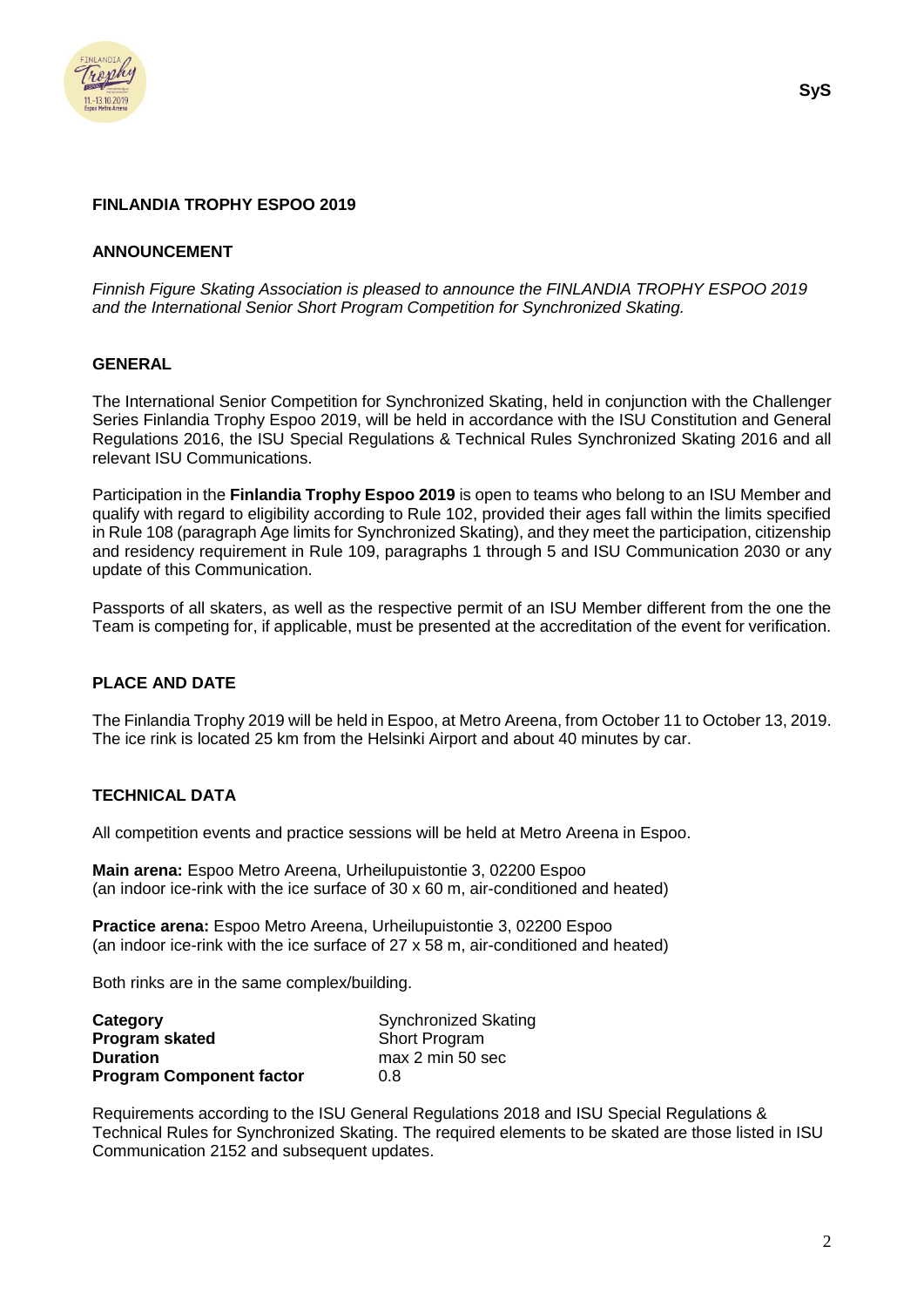## FINLANDIA TROPHY ESPOO 2019

## ANNOUNCEMENT

*Finnish Figure Skating Association is pleased to announce the FINLANDIA TROPHY ESPOO 2019 and the International Senior Short Program Competition for Synchronized Skating.*

## GENERAL

The International Senior Competition for Synchronized Skating, held in conjunction with the Challenger Series Finlandia Trophy Espoo 2019, will be held in accordance with the ISU Constitution and General Regulations 2016, the ISU Special Regulations & Technical Rules Synchronized Skating 2016 and all relevant ISU Communications.

Participation in the **Finlandia Trophy Espoo 2019** is open to teams who belong to an ISU Member and qualify with regard to eligibility according to Rule 102, provided their ages fall within the limits specified in Rule 108 (paragraph Age limits for Synchronized Skating), and they meet the participation, citizenship and residency requirement in Rule 109, paragraphs 1 through 5 and ISU Communication 2030 or any update of this Communication.

Passports of all skaters, as well as the respective permit of an ISU Member different from the one the Team is competing for, if applicable, must be presented at the accreditation of the event for verification.

## PLACE AND DATE

The Finlandia Trophy 2019 will be held in Espoo, at Metro Areena, from October 11 to October 13, 2019. The ice rink is located 25 km from the Helsinki Airport and about 40 minutes by car.

## TECHNICAL DATA

All competition events and practice sessions will be held at Metro Areena in Espoo.

**Main arena:** Espoo Metro Areena, Urheilupuistontie 3, 02200 Espoo
(an indoor ice-rink with the ice surface of 30 x 60 m, air-conditioned and heated)

**Practice arena:** Espoo Metro Areena, Urheilupuistontie 3, 02200 Espoo
(an indoor ice-rink with the ice surface of 27 x 58 m, air-conditioned and heated)

Both rinks are in the same complex/building.

| | |
|---|---|
| **Category** | Synchronized Skating |
| **Program skated** | Short Program |
| **Duration** | max 2 min 50 sec |
| **Program Component factor** | 0.8 |

Requirements according to the ISU General Regulations 2018 and ISU Special Regulations & Technical Rules for Synchronized Skating. The required elements to be skated are those listed in ISU Communication 2152 and subsequent updates.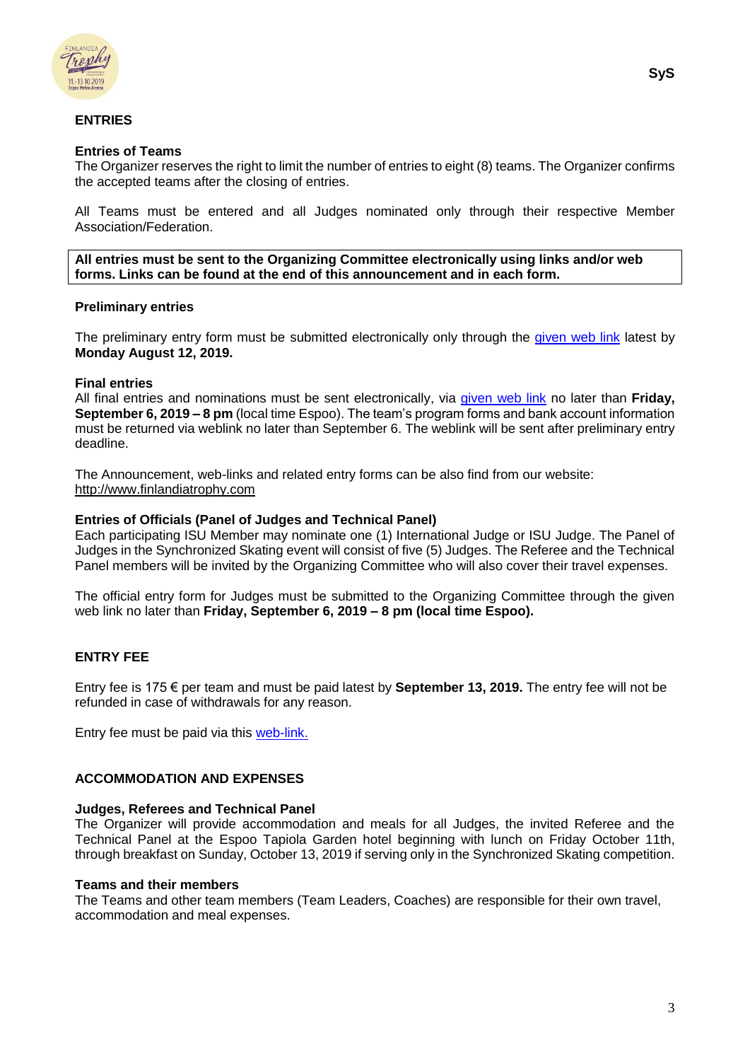## ENTRIES

### Entries of Teams

The Organizer reserves the right to limit the number of entries to eight (8) teams. The Organizer confirms the accepted teams after the closing of entries.

All Teams must be entered and all Judges nominated only through their respective Member Association/Federation.

**All entries must be sent to the Organizing Committee electronically using links and/or web forms. Links can be found at the end of this announcement and in each form.**

### Preliminary entries

The preliminary entry form must be submitted electronically only through the given web link latest by **Monday August 12, 2019.**

### Final entries

All final entries and nominations must be sent electronically, via given web link no later than **Friday, September 6, 2019 – 8 pm** (local time Espoo). The team's program forms and bank account information must be returned via weblink no later than September 6. The weblink will be sent after preliminary entry deadline.

The Announcement, web-links and related entry forms can be also find from our website: http://www.finlandiatrophy.com

### Entries of Officials (Panel of Judges and Technical Panel)

Each participating ISU Member may nominate one (1) International Judge or ISU Judge. The Panel of Judges in the Synchronized Skating event will consist of five (5) Judges. The Referee and the Technical Panel members will be invited by the Organizing Committee who will also cover their travel expenses.

The official entry form for Judges must be submitted to the Organizing Committee through the given web link no later than **Friday, September 6, 2019 – 8 pm (local time Espoo).**

## ENTRY FEE

Entry fee is 175 € per team and must be paid latest by **September 13, 2019.** The entry fee will not be refunded in case of withdrawals for any reason.

Entry fee must be paid via this web-link.

## ACCOMMODATION AND EXPENSES

### Judges, Referees and Technical Panel

The Organizer will provide accommodation and meals for all Judges, the invited Referee and the Technical Panel at the Espoo Tapiola Garden hotel beginning with lunch on Friday October 11th, through breakfast on Sunday, October 13, 2019 if serving only in the Synchronized Skating competition.

### Teams and their members

The Teams and other team members (Team Leaders, Coaches) are responsible for their own travel, accommodation and meal expenses.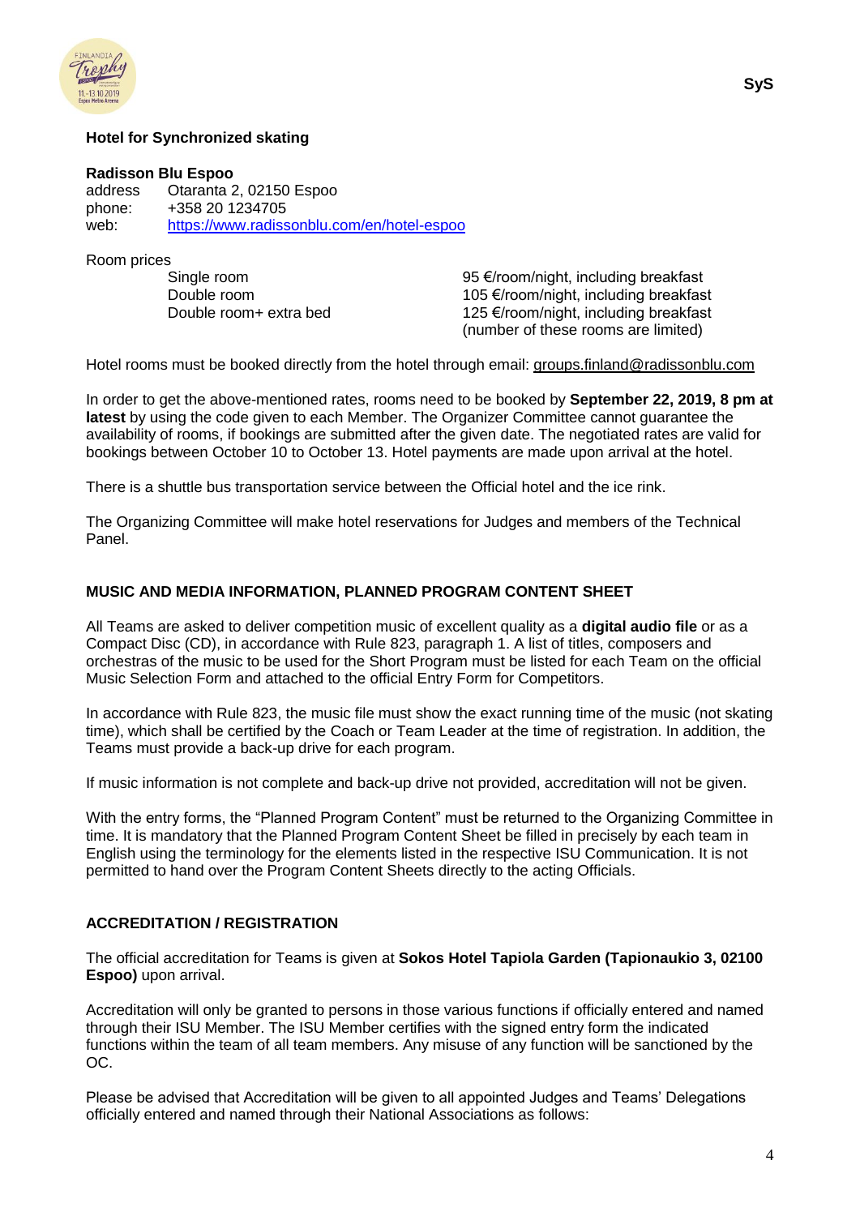**Hotel for Synchronized skating**

**Radisson Blu Espoo**

address Otaranta 2, 02150 Espoo
phone: +358 20 1234705
web: https://www.radissonblu.com/en/hotel-espoo

Room prices

| | |
|---|---|
| Single room | 95 €/room/night, including breakfast |
| Double room | 105 €/room/night, including breakfast |
| Double room+ extra bed | 125 €/room/night, including breakfast (number of these rooms are limited) |

Hotel rooms must be booked directly from the hotel through email: groups.finland@radissonblu.com

In order to get the above-mentioned rates, rooms need to be booked by **September 22, 2019, 8 pm at latest** by using the code given to each Member. The Organizer Committee cannot guarantee the availability of rooms, if bookings are submitted after the given date. The negotiated rates are valid for bookings between October 10 to October 13. Hotel payments are made upon arrival at the hotel.

There is a shuttle bus transportation service between the Official hotel and the ice rink.

The Organizing Committee will make hotel reservations for Judges and members of the Technical Panel.

## MUSIC AND MEDIA INFORMATION, PLANNED PROGRAM CONTENT SHEET

All Teams are asked to deliver competition music of excellent quality as a **digital audio file** or as a Compact Disc (CD), in accordance with Rule 823, paragraph 1. A list of titles, composers and orchestras of the music to be used for the Short Program must be listed for each Team on the official Music Selection Form and attached to the official Entry Form for Competitors.

In accordance with Rule 823, the music file must show the exact running time of the music (not skating time), which shall be certified by the Coach or Team Leader at the time of registration. In addition, the Teams must provide a back-up drive for each program.

If music information is not complete and back-up drive not provided, accreditation will not be given.

With the entry forms, the "Planned Program Content" must be returned to the Organizing Committee in time. It is mandatory that the Planned Program Content Sheet be filled in precisely by each team in English using the terminology for the elements listed in the respective ISU Communication. It is not permitted to hand over the Program Content Sheets directly to the acting Officials.

## ACCREDITATION / REGISTRATION

The official accreditation for Teams is given at **Sokos Hotel Tapiola Garden (Tapionaukio 3, 02100 Espoo)** upon arrival.

Accreditation will only be granted to persons in those various functions if officially entered and named through their ISU Member. The ISU Member certifies with the signed entry form the indicated functions within the team of all team members. Any misuse of any function will be sanctioned by the OC.

Please be advised that Accreditation will be given to all appointed Judges and Teams' Delegations officially entered and named through their National Associations as follows: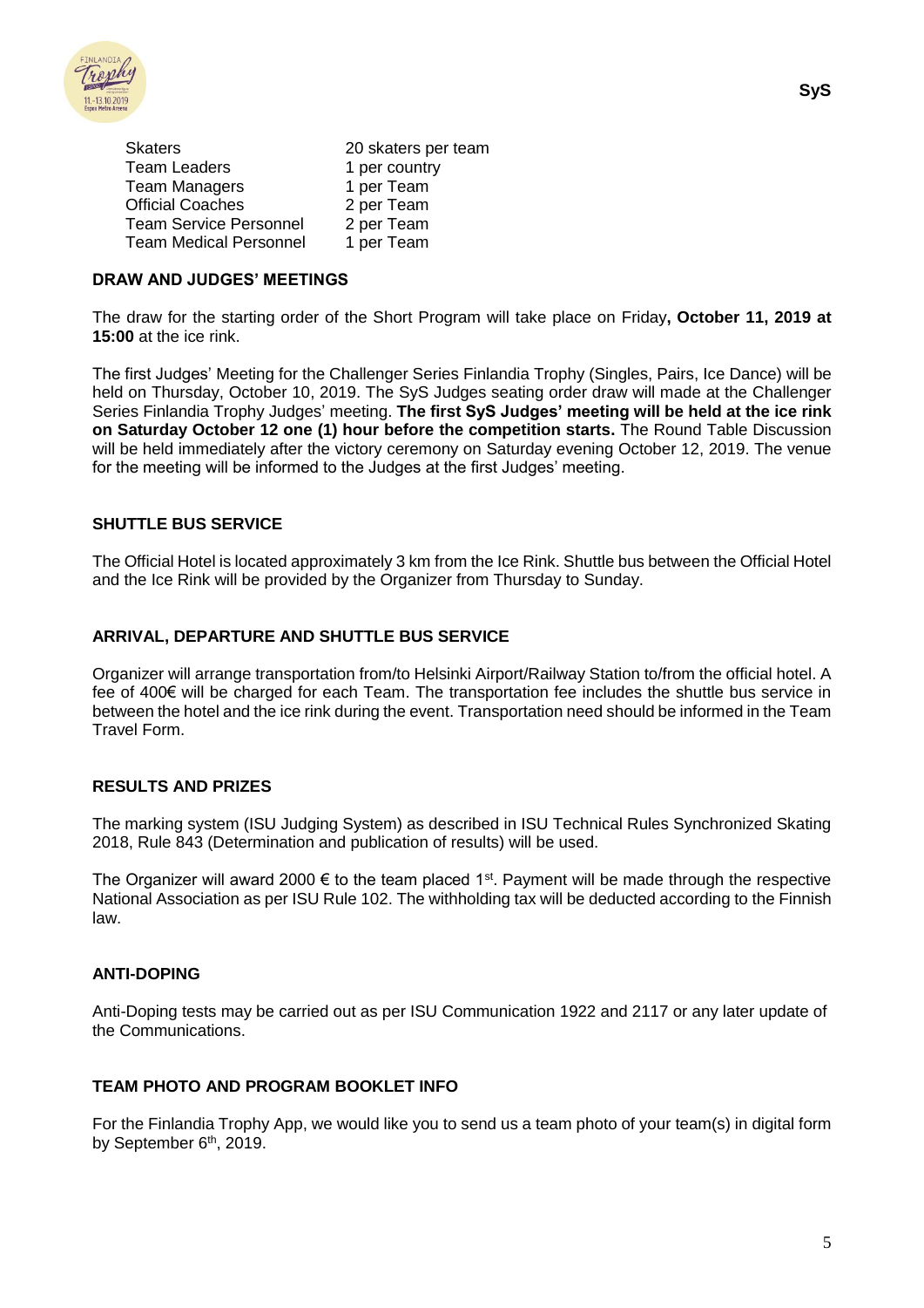| | |
|---|---|
| Skaters | 20 skaters per team |
| Team Leaders | 1 per country |
| Team Managers | 1 per Team |
| Official Coaches | 2 per Team |
| Team Service Personnel | 2 per Team |
| Team Medical Personnel | 1 per Team |

## DRAW AND JUDGES' MEETINGS

The draw for the starting order of the Short Program will take place on Friday**, October 11, 2019 at 15:00** at the ice rink.

The first Judges' Meeting for the Challenger Series Finlandia Trophy (Singles, Pairs, Ice Dance) will be held on Thursday, October 10, 2019. The SyS Judges seating order draw will made at the Challenger Series Finlandia Trophy Judges' meeting. **The first SyS Judges' meeting will be held at the ice rink on Saturday October 12 one (1) hour before the competition starts.** The Round Table Discussion will be held immediately after the victory ceremony on Saturday evening October 12, 2019. The venue for the meeting will be informed to the Judges at the first Judges' meeting.

## SHUTTLE BUS SERVICE

The Official Hotel is located approximately 3 km from the Ice Rink. Shuttle bus between the Official Hotel and the Ice Rink will be provided by the Organizer from Thursday to Sunday.

## ARRIVAL, DEPARTURE AND SHUTTLE BUS SERVICE

Organizer will arrange transportation from/to Helsinki Airport/Railway Station to/from the official hotel. A fee of 400€ will be charged for each Team. The transportation fee includes the shuttle bus service in between the hotel and the ice rink during the event. Transportation need should be informed in the Team Travel Form.

## RESULTS AND PRIZES

The marking system (ISU Judging System) as described in ISU Technical Rules Synchronized Skating 2018, Rule 843 (Determination and publication of results) will be used.

The Organizer will award 2000 € to the team placed 1st. Payment will be made through the respective National Association as per ISU Rule 102. The withholding tax will be deducted according to the Finnish law.

## ANTI-DOPING

Anti-Doping tests may be carried out as per ISU Communication 1922 and 2117 or any later update of the Communications.

## TEAM PHOTO AND PROGRAM BOOKLET INFO

For the Finlandia Trophy App, we would like you to send us a team photo of your team(s) in digital form by September 6th, 2019.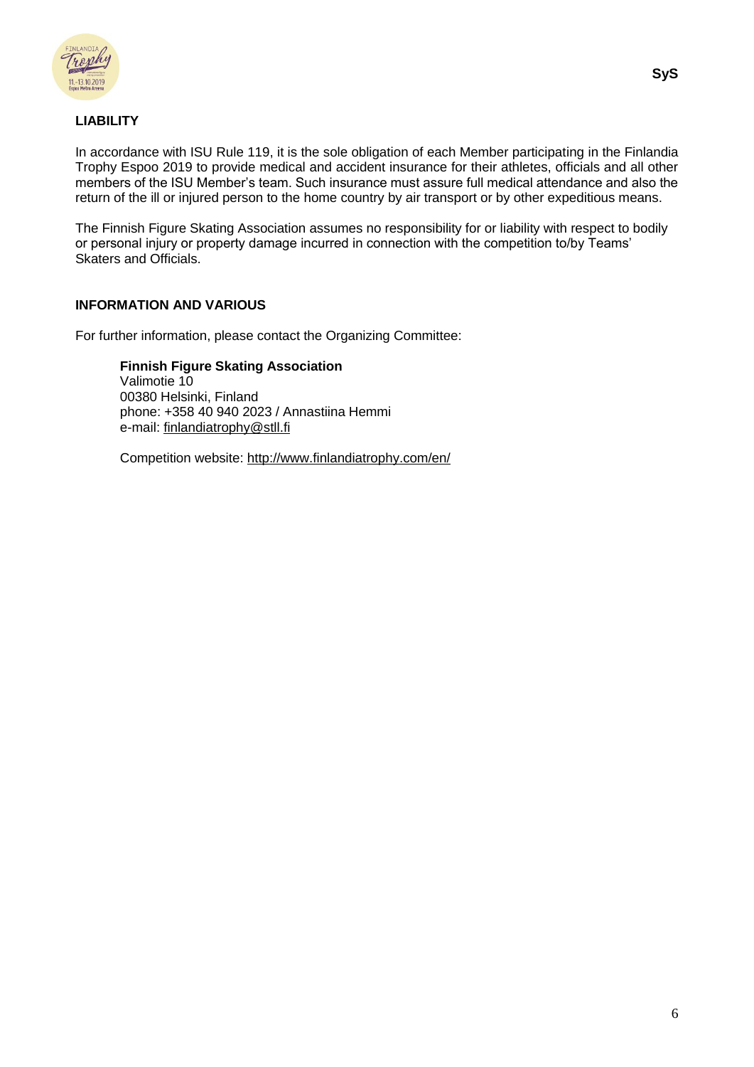## LIABILITY

In accordance with ISU Rule 119, it is the sole obligation of each Member participating in the Finlandia Trophy Espoo 2019 to provide medical and accident insurance for their athletes, officials and all other members of the ISU Member's team. Such insurance must assure full medical attendance and also the return of the ill or injured person to the home country by air transport or by other expeditious means.

The Finnish Figure Skating Association assumes no responsibility for or liability with respect to bodily or personal injury or property damage incurred in connection with the competition to/by Teams' Skaters and Officials.

## INFORMATION AND VARIOUS

For further information, please contact the Organizing Committee:

**Finnish Figure Skating Association**
Valimotie 10
00380 Helsinki, Finland
phone: +358 40 940 2023 / Annastiina Hemmi
e-mail: finlandiatrophy@stll.fi

Competition website: http://www.finlandiatrophy.com/en/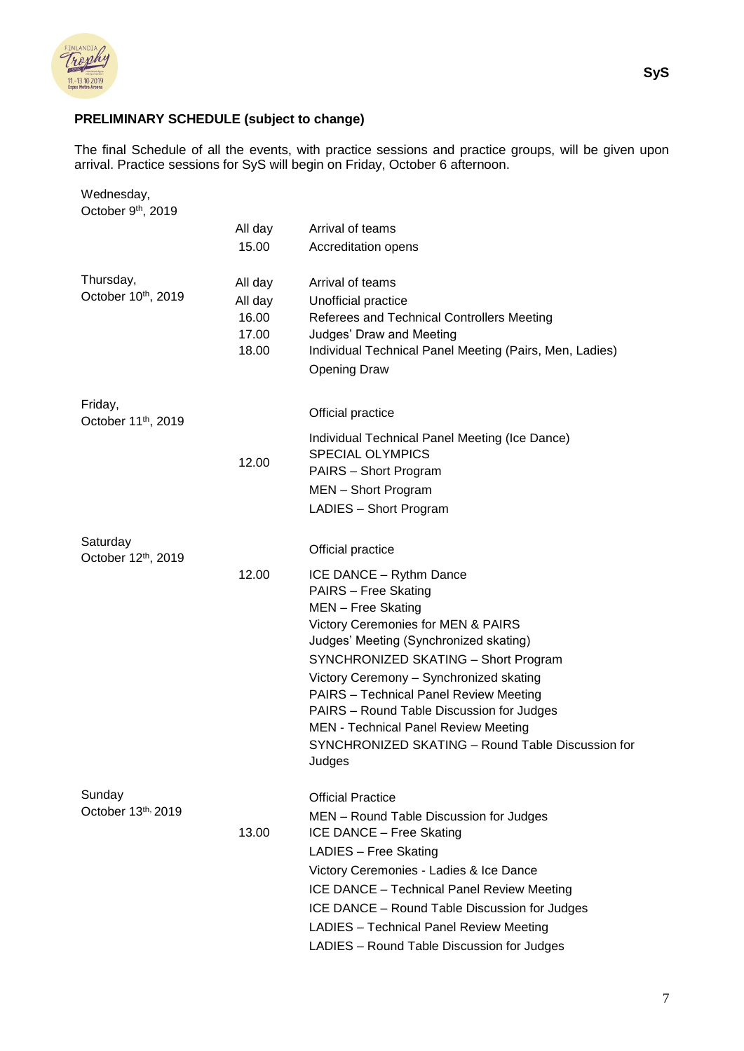**PRELIMINARY SCHEDULE (subject to change)**

The final Schedule of all the events, with practice sessions and practice groups, will be given upon arrival. Practice sessions for SyS will begin on Friday, October 6 afternoon.

| Day | Time | Event |
|---|---|---|
| Wednesday, October 9th, 2019 | All day | Arrival of teams |
| | 15.00 | Accreditation opens |
| Thursday, October 10th, 2019 | All day | Arrival of teams |
| | All day | Unofficial practice |
| | 16.00 | Referees and Technical Controllers Meeting |
| | 17.00 | Judges' Draw and Meeting |
| | 18.00 | Individual Technical Panel Meeting (Pairs, Men, Ladies) |
| | | Opening Draw |
| Friday, October 11th, 2019 | | Official practice |
| | | Individual Technical Panel Meeting (Ice Dance) |
| | 12.00 | SPECIAL OLYMPICS |
| | | PAIRS – Short Program |
| | | MEN – Short Program |
| | | LADIES – Short Program |
| Saturday October 12th, 2019 | | Official practice |
| | 12.00 | ICE DANCE – Rythm Dance |
| | | PAIRS – Free Skating |
| | | MEN – Free Skating |
| | | Victory Ceremonies for MEN & PAIRS |
| | | Judges' Meeting (Synchronized skating) |
| | | SYNCHRONIZED SKATING – Short Program |
| | | Victory Ceremony – Synchronized skating |
| | | PAIRS – Technical Panel Review Meeting |
| | | PAIRS – Round Table Discussion for Judges |
| | | MEN - Technical Panel Review Meeting |
| | | SYNCHRONIZED SKATING – Round Table Discussion for Judges |
| Sunday October 13th, 2019 | | Official Practice |
| | | MEN – Round Table Discussion for Judges |
| | 13.00 | ICE DANCE – Free Skating |
| | | LADIES – Free Skating |
| | | Victory Ceremonies - Ladies & Ice Dance |
| | | ICE DANCE – Technical Panel Review Meeting |
| | | ICE DANCE – Round Table Discussion for Judges |
| | | LADIES – Technical Panel Review Meeting |
| | | LADIES – Round Table Discussion for Judges |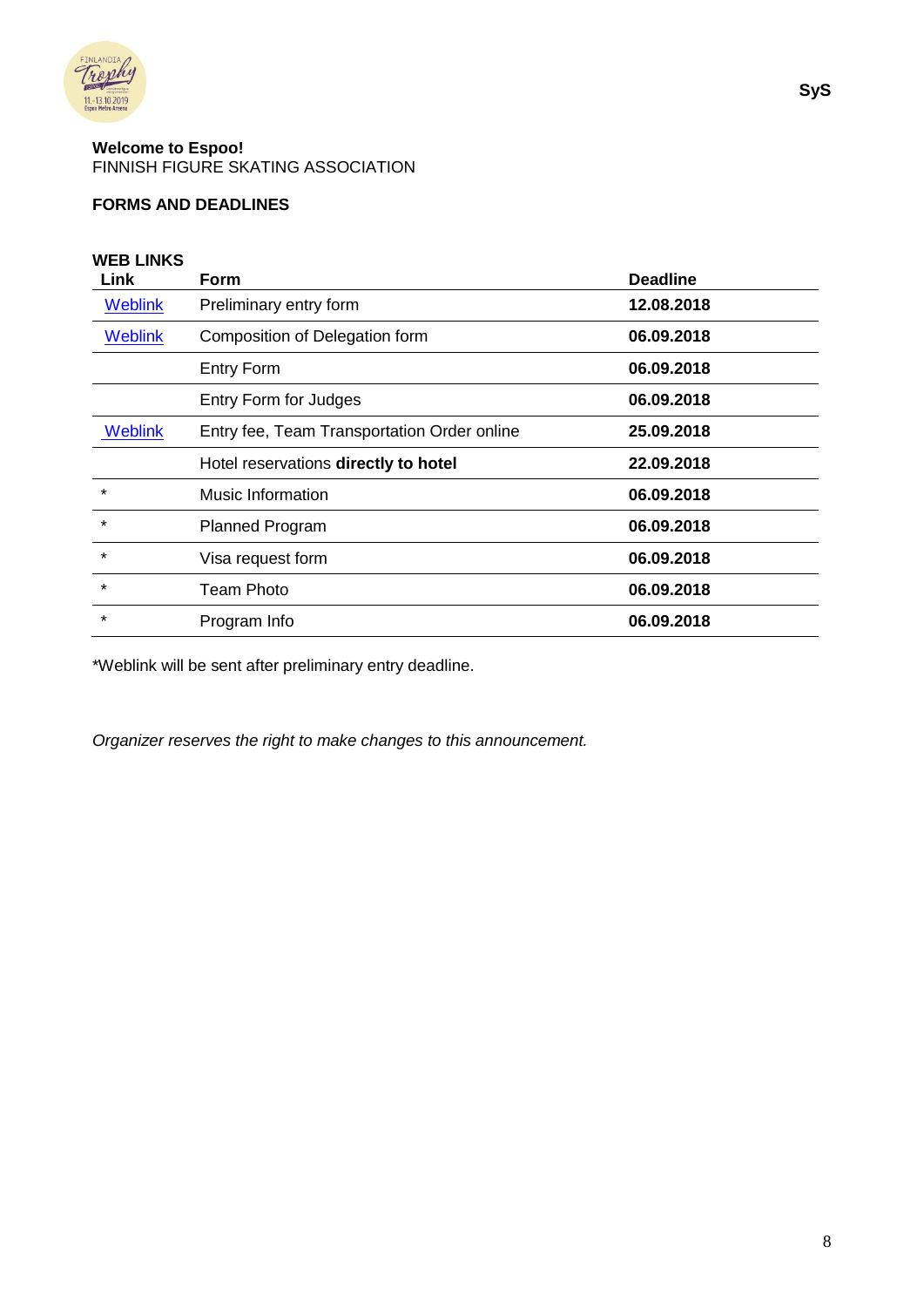**Welcome to Espoo!**
FINNISH FIGURE SKATING ASSOCIATION

**FORMS AND DEADLINES**

**WEB LINKS**

| Link | Form | Deadline |
|---|---|---|
| Weblink | Preliminary entry form | **12.08.2018** |
| Weblink | Composition of Delegation form | **06.09.2018** |
| | Entry Form | **06.09.2018** |
| | Entry Form for Judges | **06.09.2018** |
| Weblink | Entry fee, Team Transportation Order online | **25.09.2018** |
| | Hotel reservations **directly to hotel** | **22.09.2018** |
| * | Music Information | **06.09.2018** |
| * | Planned Program | **06.09.2018** |
| * | Visa request form | **06.09.2018** |
| * | Team Photo | **06.09.2018** |
| * | Program Info | **06.09.2018** |

*Weblink will be sent after preliminary entry deadline.

*Organizer reserves the right to make changes to this announcement.*